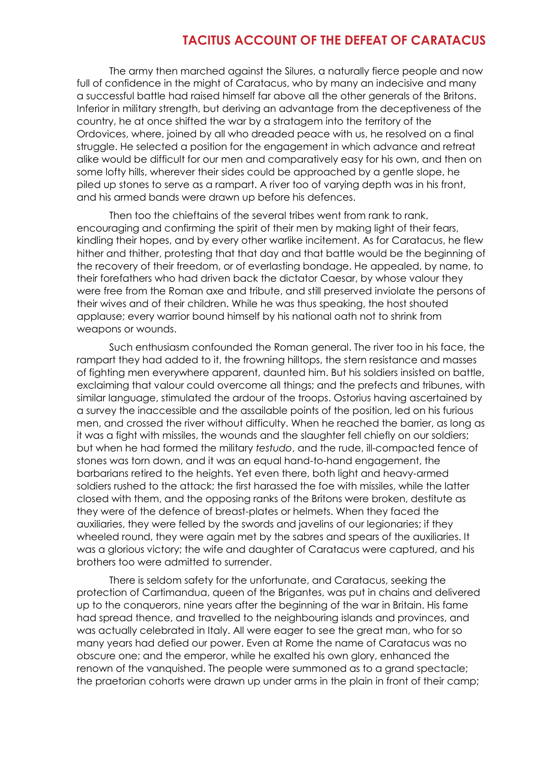# TACITUS ACCOUNT OF THE DEFEAT OF CARATACUS

The army then marched against the Silures, a naturally fierce people and now full of confidence in the might of Caratacus, who by many an indecisive and many a successful battle had raised himself far above all the other generals of the Britons. Inferior in military strength, but deriving an advantage from the deceptiveness of the country, he at once shifted the war by a stratagem into the territory of the Ordovices, where, joined by all who dreaded peace with us, he resolved on a final struggle. He selected a position for the engagement in which advance and retreat alike would be difficult for our men and comparatively easy for his own, and then on some lofty hills, wherever their sides could be approached by a gentle slope, he piled up stones to serve as a rampart. A river too of varying depth was in his front, and his armed bands were drawn up before his defences.

Then too the chieftains of the several tribes went from rank to rank, encouraging and confirming the spirit of their men by making light of their fears, kindling their hopes, and by every other warlike incitement. As for Caratacus, he flew hither and thither, protesting that that day and that battle would be the beginning of the recovery of their freedom, or of everlasting bondage. He appealed, by name, to their forefathers who had driven back the dictator Caesar, by whose valour they were free from the Roman axe and tribute, and still preserved inviolate the persons of their wives and of their children. While he was thus speaking, the host shouted applause; every warrior bound himself by his national oath not to shrink from weapons or wounds.

Such enthusiasm confounded the Roman general. The river too in his face, the rampart they had added to it, the frowning hilltops, the stern resistance and masses of fighting men everywhere apparent, daunted him. But his soldiers insisted on battle, exclaiming that valour could overcome all things; and the prefects and tribunes, with similar language, stimulated the ardour of the troops. Ostorius having ascertained by a survey the inaccessible and the assailable points of the position, led on his furious men, and crossed the river without difficulty. When he reached the barrier, as long as it was a fight with missiles, the wounds and the slaughter fell chiefly on our soldiers; but when he had formed the military *testudo*, and the rude, ill-compacted fence of stones was torn down, and it was an equal hand-to-hand engagement, the barbarians retired to the heights. Yet even there, both light and heavy-armed soldiers rushed to the attack; the first harassed the foe with missiles, while the latter closed with them, and the opposing ranks of the Britons were broken, destitute as they were of the defence of breast-plates or helmets. When they faced the auxiliaries, they were felled by the swords and javelins of our legionaries; if they wheeled round, they were again met by the sabres and spears of the auxiliaries. It was a glorious victory; the wife and daughter of Caratacus were captured, and his brothers too were admitted to surrender.

There is seldom safety for the unfortunate, and Caratacus, seeking the protection of Cartimandua, queen of the Brigantes, was put in chains and delivered up to the conquerors, nine years after the beginning of the war in Britain. His fame had spread thence, and travelled to the neighbouring islands and provinces, and was actually celebrated in Italy. All were eager to see the great man, who for so many years had defied our power. Even at Rome the name of Caratacus was no obscure one; and the emperor, while he exalted his own glory, enhanced the renown of the vanquished. The people were summoned as to a grand spectacle; the praetorian cohorts were drawn up under arms in the plain in front of their camp;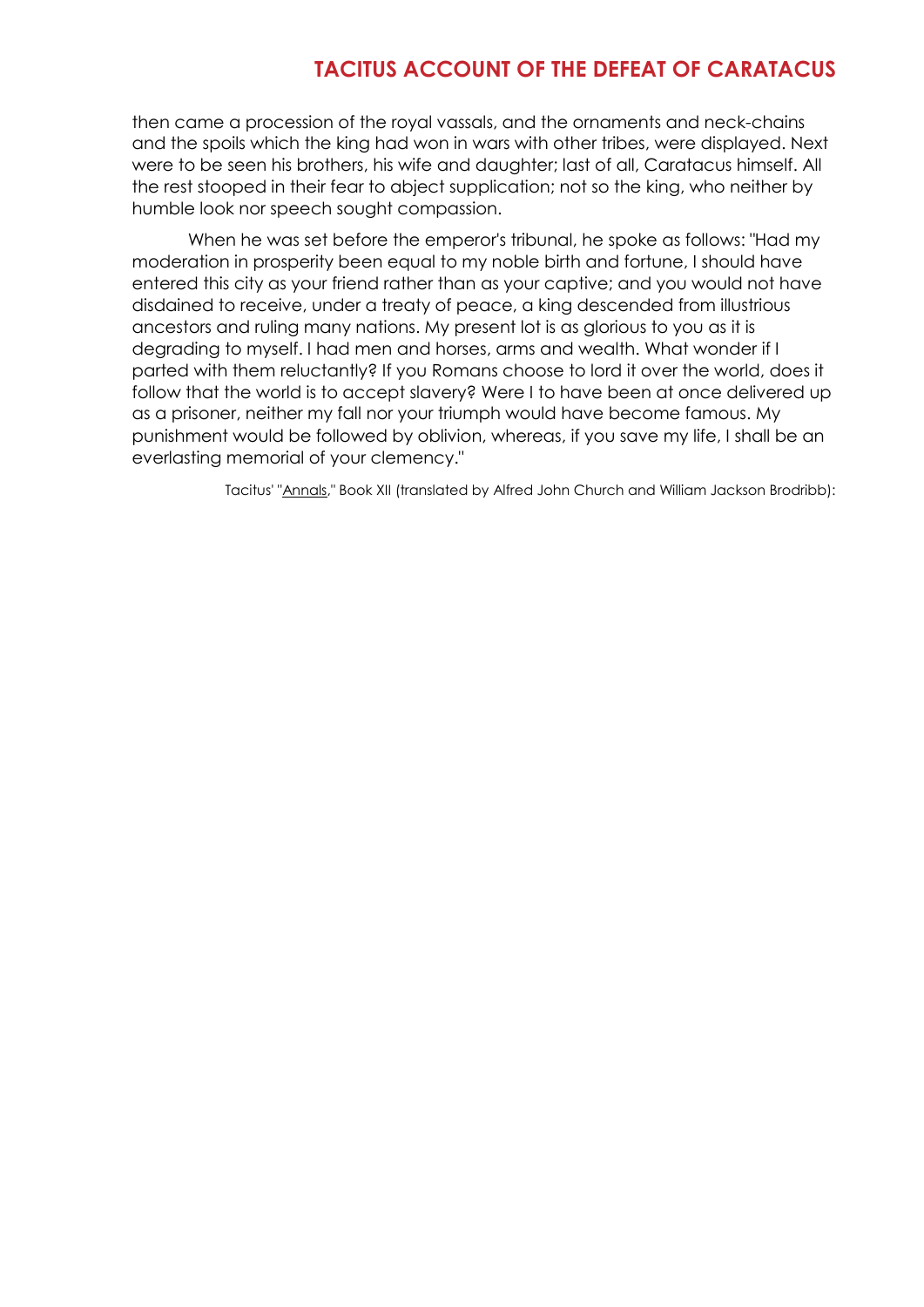then came a procession of the royal vassals, and the ornaments and neck-chains and the spoils which the king had won in wars with other tribes, were displayed. Next were to be seen his brothers, his wife and daughter; last of all, Caratacus himself. All the rest stooped in their fear to abject supplication; not so the king, who neither by humble look nor speech sought compassion.

When he was set before the emperor's tribunal, he spoke as follows: "Had my moderation in prosperity been equal to my noble birth and fortune, I should have entered this city as your friend rather than as your captive; and you would not have disdained to receive, under a treaty of peace, a king descended from illustrious ancestors and ruling many nations. My present lot is as glorious to you as it is degrading to myself. I had men and horses, arms and wealth. What wonder if I parted with them reluctantly? If you Romans choose to lord it over the world, does it follow that the world is to accept slavery? Were I to have been at once delivered up as a prisoner, neither my fall nor your triumph would have become famous. My punishment would be followed by oblivion, whereas, if you save my life, I shall be an everlasting memorial of your clemency."

Tacitus' "Annals," Book XII (translated by Alfred John Church and William Jackson Brodribb):